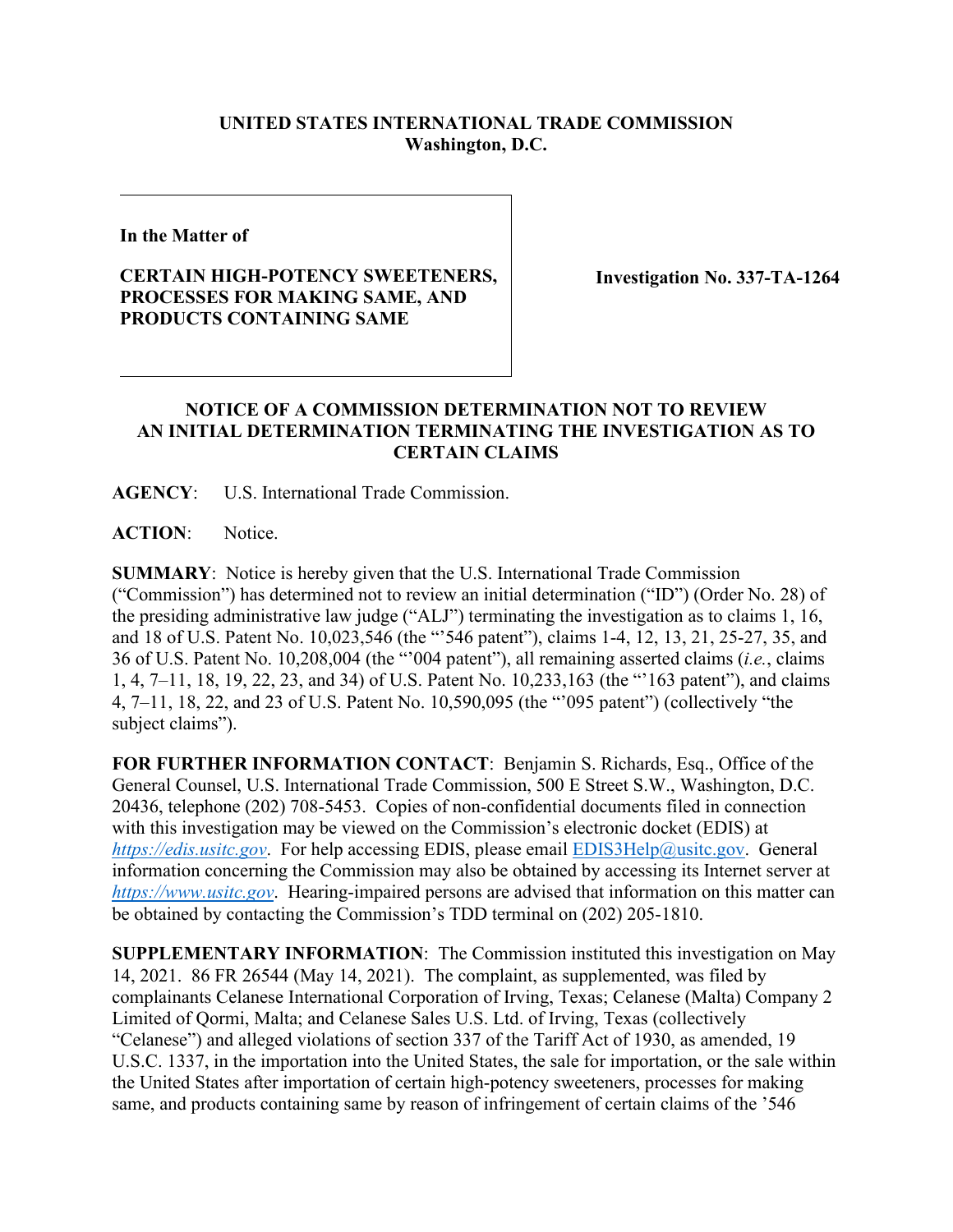**UNITED STATES INTERNATIONAL TRADE COMMISSION**
**Washington, D.C.**

**In the Matter of**

**CERTAIN HIGH-POTENCY SWEETENERS, PROCESSES FOR MAKING SAME, AND PRODUCTS CONTAINING SAME**

**Investigation No. 337-TA-1264**

**NOTICE OF A COMMISSION DETERMINATION NOT TO REVIEW AN INITIAL DETERMINATION TERMINATING THE INVESTIGATION AS TO CERTAIN CLAIMS**

**AGENCY**: U.S. International Trade Commission.

**ACTION**: Notice.

**SUMMARY**: Notice is hereby given that the U.S. International Trade Commission ("Commission") has determined not to review an initial determination ("ID") (Order No. 28) of the presiding administrative law judge ("ALJ") terminating the investigation as to claims 1, 16, and 18 of U.S. Patent No. 10,023,546 (the "'546 patent"), claims 1-4, 12, 13, 21, 25-27, 35, and 36 of U.S. Patent No. 10,208,004 (the "'004 patent"), all remaining asserted claims (*i.e.*, claims 1, 4, 7–11, 18, 19, 22, 23, and 34) of U.S. Patent No. 10,233,163 (the "'163 patent"), and claims 4, 7–11, 18, 22, and 23 of U.S. Patent No. 10,590,095 (the "'095 patent") (collectively "the subject claims").

**FOR FURTHER INFORMATION CONTACT**: Benjamin S. Richards, Esq., Office of the General Counsel, U.S. International Trade Commission, 500 E Street S.W., Washington, D.C. 20436, telephone (202) 708-5453. Copies of non-confidential documents filed in connection with this investigation may be viewed on the Commission's electronic docket (EDIS) at *https://edis.usitc.gov*. For help accessing EDIS, please email EDIS3Help@usitc.gov. General information concerning the Commission may also be obtained by accessing its Internet server at *https://www.usitc.gov*. Hearing-impaired persons are advised that information on this matter can be obtained by contacting the Commission's TDD terminal on (202) 205-1810.

**SUPPLEMENTARY INFORMATION**: The Commission instituted this investigation on May 14, 2021. 86 FR 26544 (May 14, 2021). The complaint, as supplemented, was filed by complainants Celanese International Corporation of Irving, Texas; Celanese (Malta) Company 2 Limited of Qormi, Malta; and Celanese Sales U.S. Ltd. of Irving, Texas (collectively "Celanese") and alleged violations of section 337 of the Tariff Act of 1930, as amended, 19 U.S.C. 1337, in the importation into the United States, the sale for importation, or the sale within the United States after importation of certain high-potency sweeteners, processes for making same, and products containing same by reason of infringement of certain claims of the '546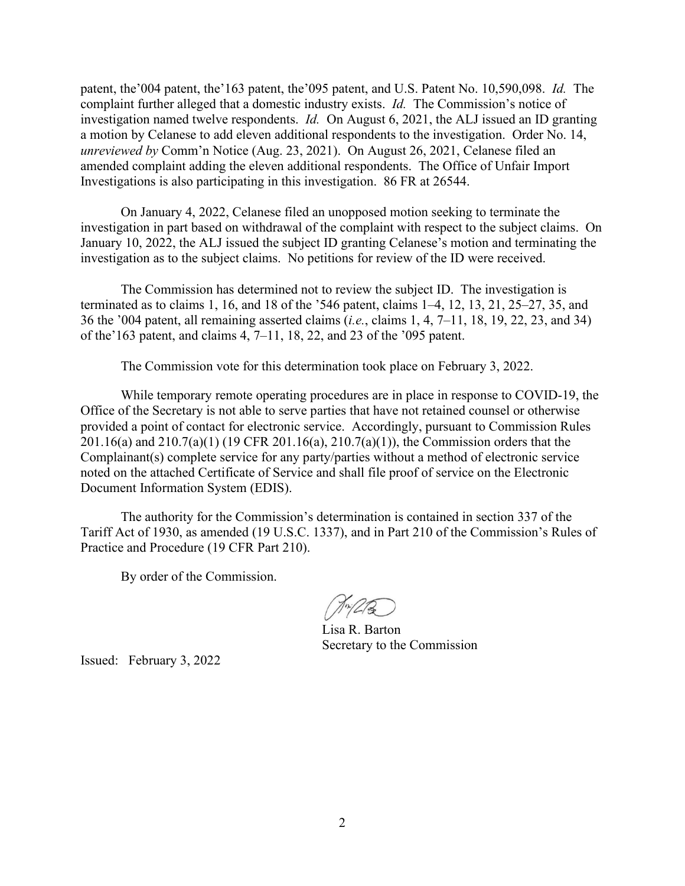patent, the'004 patent, the'163 patent, the'095 patent, and U.S. Patent No. 10,590,098. *Id.* The complaint further alleged that a domestic industry exists. *Id.* The Commission's notice of investigation named twelve respondents. *Id.* On August 6, 2021, the ALJ issued an ID granting a motion by Celanese to add eleven additional respondents to the investigation. Order No. 14, *unreviewed by* Comm'n Notice (Aug. 23, 2021). On August 26, 2021, Celanese filed an amended complaint adding the eleven additional respondents. The Office of Unfair Import Investigations is also participating in this investigation. 86 FR at 26544.

On January 4, 2022, Celanese filed an unopposed motion seeking to terminate the investigation in part based on withdrawal of the complaint with respect to the subject claims. On January 10, 2022, the ALJ issued the subject ID granting Celanese's motion and terminating the investigation as to the subject claims. No petitions for review of the ID were received.

The Commission has determined not to review the subject ID. The investigation is terminated as to claims 1, 16, and 18 of the '546 patent, claims 1–4, 12, 13, 21, 25–27, 35, and 36 the '004 patent, all remaining asserted claims (*i.e.*, claims 1, 4, 7–11, 18, 19, 22, 23, and 34) of the'163 patent, and claims 4, 7–11, 18, 22, and 23 of the '095 patent.

The Commission vote for this determination took place on February 3, 2022.

While temporary remote operating procedures are in place in response to COVID-19, the Office of the Secretary is not able to serve parties that have not retained counsel or otherwise provided a point of contact for electronic service. Accordingly, pursuant to Commission Rules 201.16(a) and 210.7(a)(1) (19 CFR 201.16(a), 210.7(a)(1)), the Commission orders that the Complainant(s) complete service for any party/parties without a method of electronic service noted on the attached Certificate of Service and shall file proof of service on the Electronic Document Information System (EDIS).

The authority for the Commission's determination is contained in section 337 of the Tariff Act of 1930, as amended (19 U.S.C. 1337), and in Part 210 of the Commission's Rules of Practice and Procedure (19 CFR Part 210).

By order of the Commission.

Lisa R. Barton
Secretary to the Commission

Issued: February 3, 2022